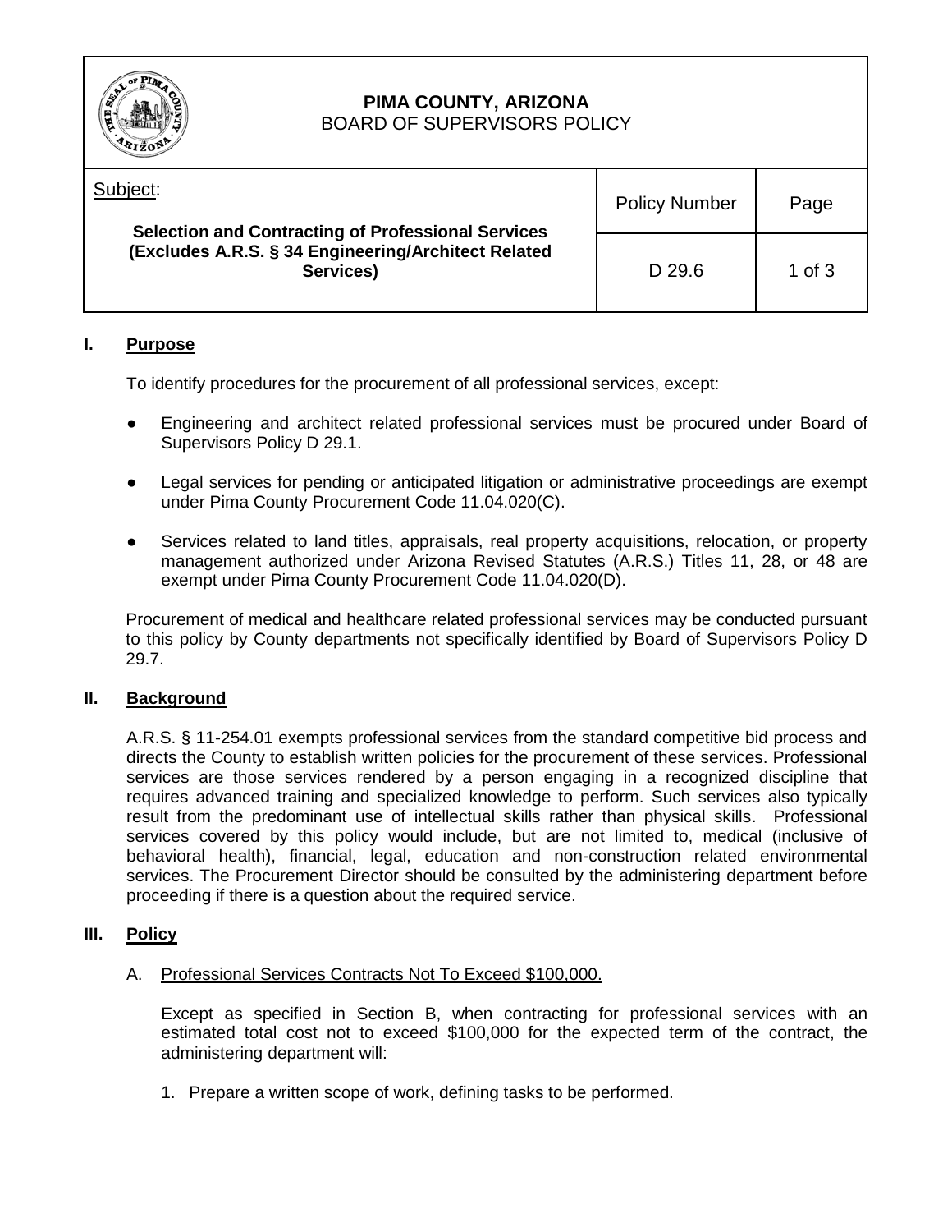**PIMA COUNTY, ARIZONA**
BOARD OF SUPERVISORS POLICY

| Subject: | Policy Number | Page |
|---|---|---|
| **Selection and Contracting of Professional Services (Excludes A.R.S. § 34 Engineering/Architect Related Services)** | D 29.6 | 1 of 3 |

## I. Purpose

To identify procedures for the procurement of all professional services, except:

- Engineering and architect related professional services must be procured under Board of Supervisors Policy D 29.1.
- Legal services for pending or anticipated litigation or administrative proceedings are exempt under Pima County Procurement Code 11.04.020(C).
- Services related to land titles, appraisals, real property acquisitions, relocation, or property management authorized under Arizona Revised Statutes (A.R.S.) Titles 11, 28, or 48 are exempt under Pima County Procurement Code 11.04.020(D).

Procurement of medical and healthcare related professional services may be conducted pursuant to this policy by County departments not specifically identified by Board of Supervisors Policy D 29.7.

## II. Background

A.R.S. § 11-254.01 exempts professional services from the standard competitive bid process and directs the County to establish written policies for the procurement of these services. Professional services are those services rendered by a person engaging in a recognized discipline that requires advanced training and specialized knowledge to perform. Such services also typically result from the predominant use of intellectual skills rather than physical skills. Professional services covered by this policy would include, but are not limited to, medical (inclusive of behavioral health), financial, legal, education and non-construction related environmental services. The Procurement Director should be consulted by the administering department before proceeding if there is a question about the required service.

## III. Policy

### A. Professional Services Contracts Not To Exceed $100,000.

Except as specified in Section B, when contracting for professional services with an estimated total cost not to exceed $100,000 for the expected term of the contract, the administering department will:

1. Prepare a written scope of work, defining tasks to be performed.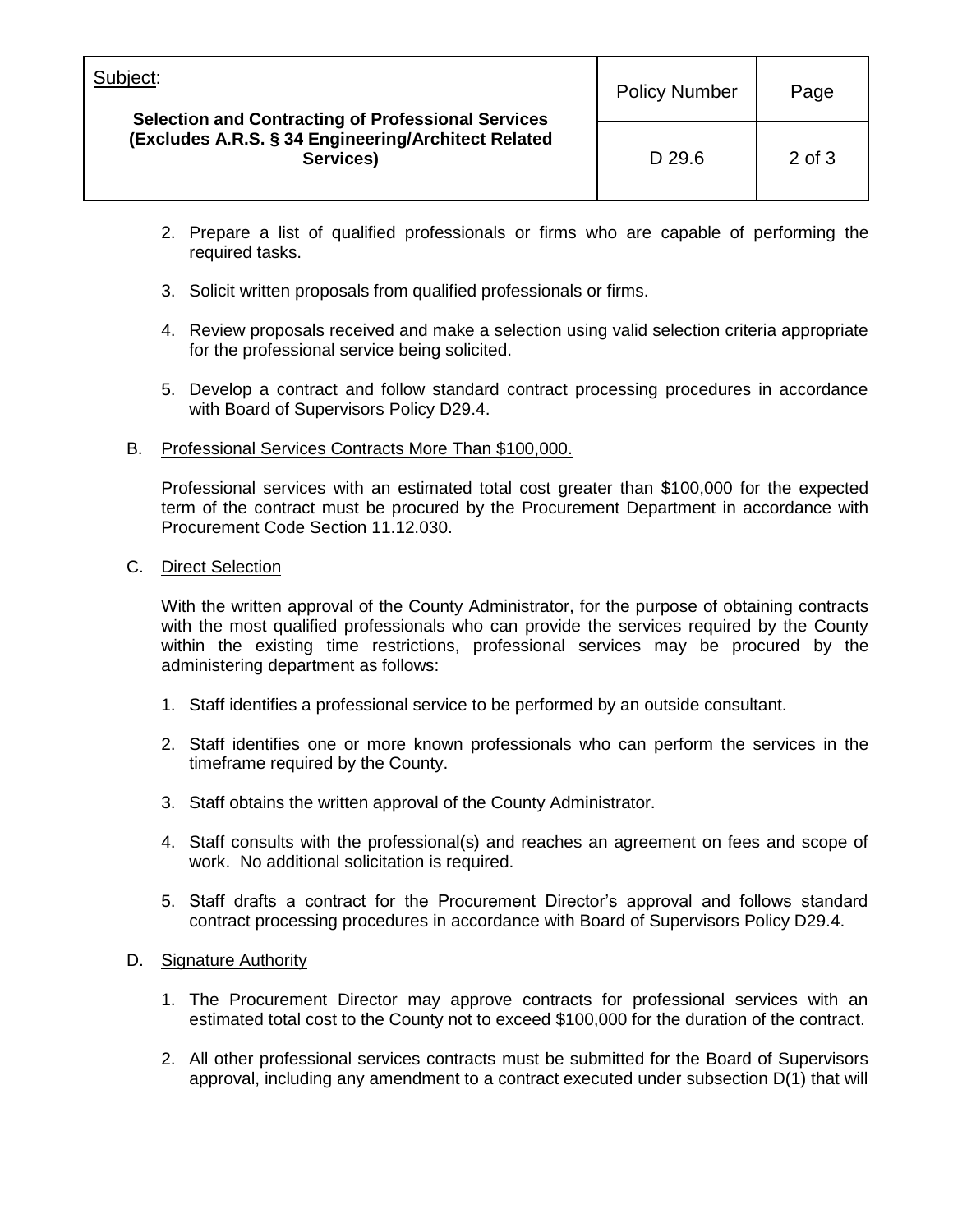2. Prepare a list of qualified professionals or firms who are capable of performing the required tasks.

3. Solicit written proposals from qualified professionals or firms.

4. Review proposals received and make a selection using valid selection criteria appropriate for the professional service being solicited.

5. Develop a contract and follow standard contract processing procedures in accordance with Board of Supervisors Policy D29.4.

B. Professional Services Contracts More Than $100,000.

Professional services with an estimated total cost greater than $100,000 for the expected term of the contract must be procured by the Procurement Department in accordance with Procurement Code Section 11.12.030.

C. Direct Selection

With the written approval of the County Administrator, for the purpose of obtaining contracts with the most qualified professionals who can provide the services required by the County within the existing time restrictions, professional services may be procured by the administering department as follows:

1. Staff identifies a professional service to be performed by an outside consultant.

2. Staff identifies one or more known professionals who can perform the services in the timeframe required by the County.

3. Staff obtains the written approval of the County Administrator.

4. Staff consults with the professional(s) and reaches an agreement on fees and scope of work. No additional solicitation is required.

5. Staff drafts a contract for the Procurement Director's approval and follows standard contract processing procedures in accordance with Board of Supervisors Policy D29.4.

D. Signature Authority

1. The Procurement Director may approve contracts for professional services with an estimated total cost to the County not to exceed $100,000 for the duration of the contract.

2. All other professional services contracts must be submitted for the Board of Supervisors approval, including any amendment to a contract executed under subsection D(1) that will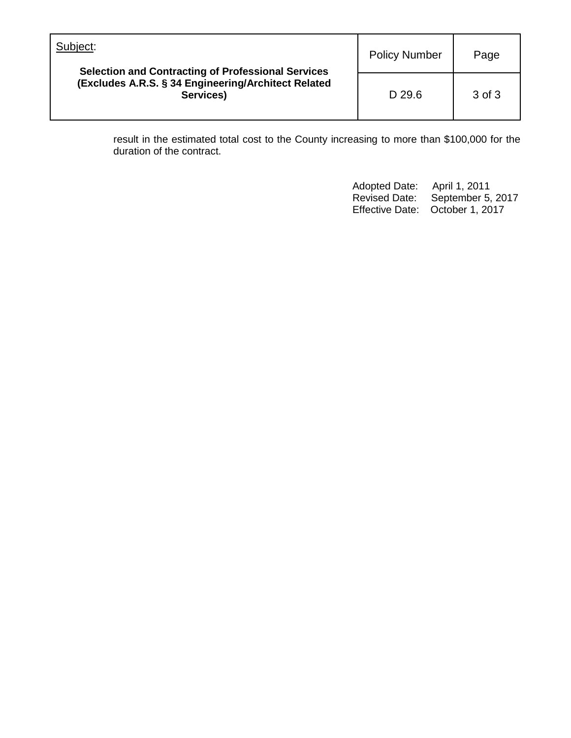result in the estimated total cost to the County increasing to more than $100,000 for the duration of the contract.

Adopted Date: April 1, 2011
Revised Date: September 5, 2017
Effective Date: October 1, 2017